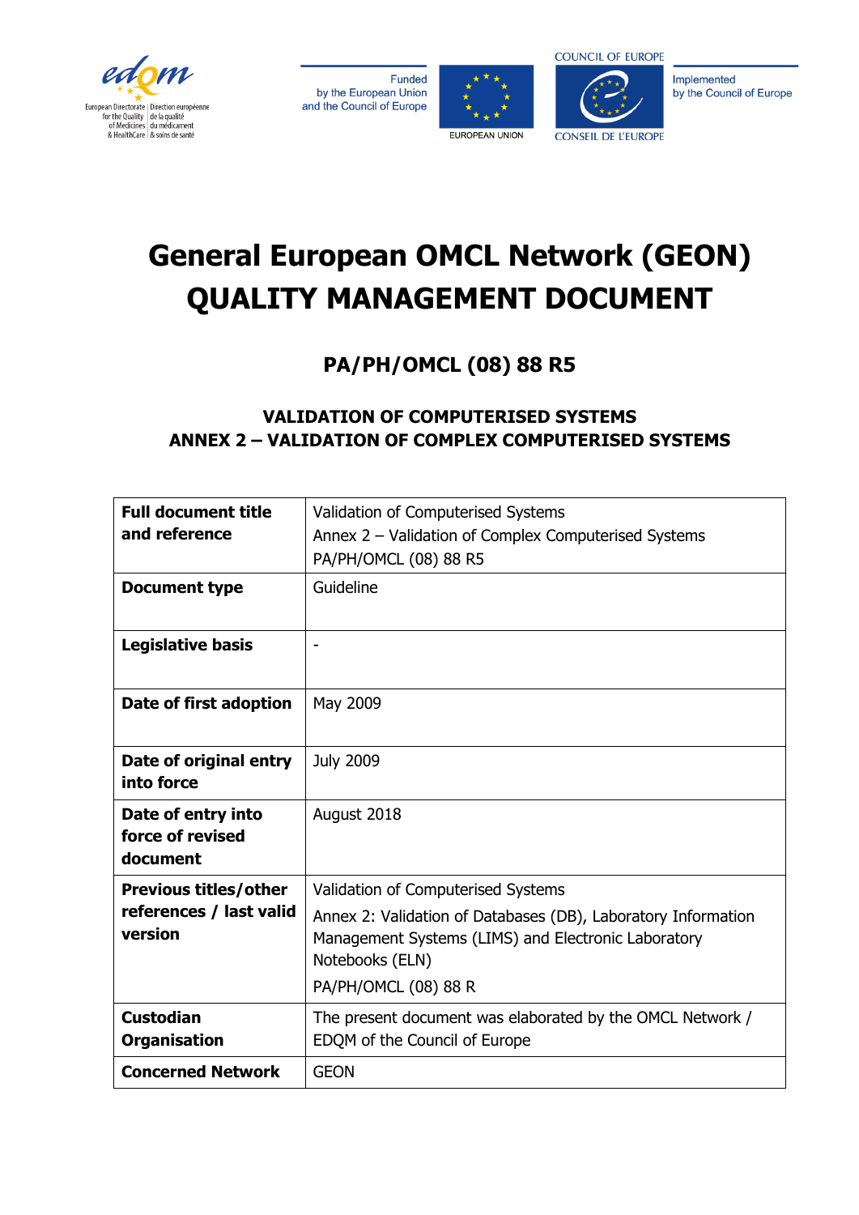# General European OMCL Network (GEON) QUALITY MANAGEMENT DOCUMENT

## PA/PH/OMCL (08) 88 R5

### VALIDATION OF COMPUTERISED SYSTEMS ANNEX 2 – VALIDATION OF COMPLEX COMPUTERISED SYSTEMS

| **Full document title and reference** | Validation of Computerised Systems<br>Annex 2 – Validation of Complex Computerised Systems<br>PA/PH/OMCL (08) 88 R5 |
|---|---|
| **Document type** | Guideline |
| **Legislative basis** | - |
| **Date of first adoption** | May 2009 |
| **Date of original entry into force** | July 2009 |
| **Date of entry into force of revised document** | August 2018 |
| **Previous titles/other references / last valid version** | Validation of Computerised Systems<br>Annex 2: Validation of Databases (DB), Laboratory Information Management Systems (LIMS) and Electronic Laboratory Notebooks (ELN)<br>PA/PH/OMCL (08) 88 R |
| **Custodian Organisation** | The present document was elaborated by the OMCL Network / EDQM of the Council of Europe |
| **Concerned Network** | GEON |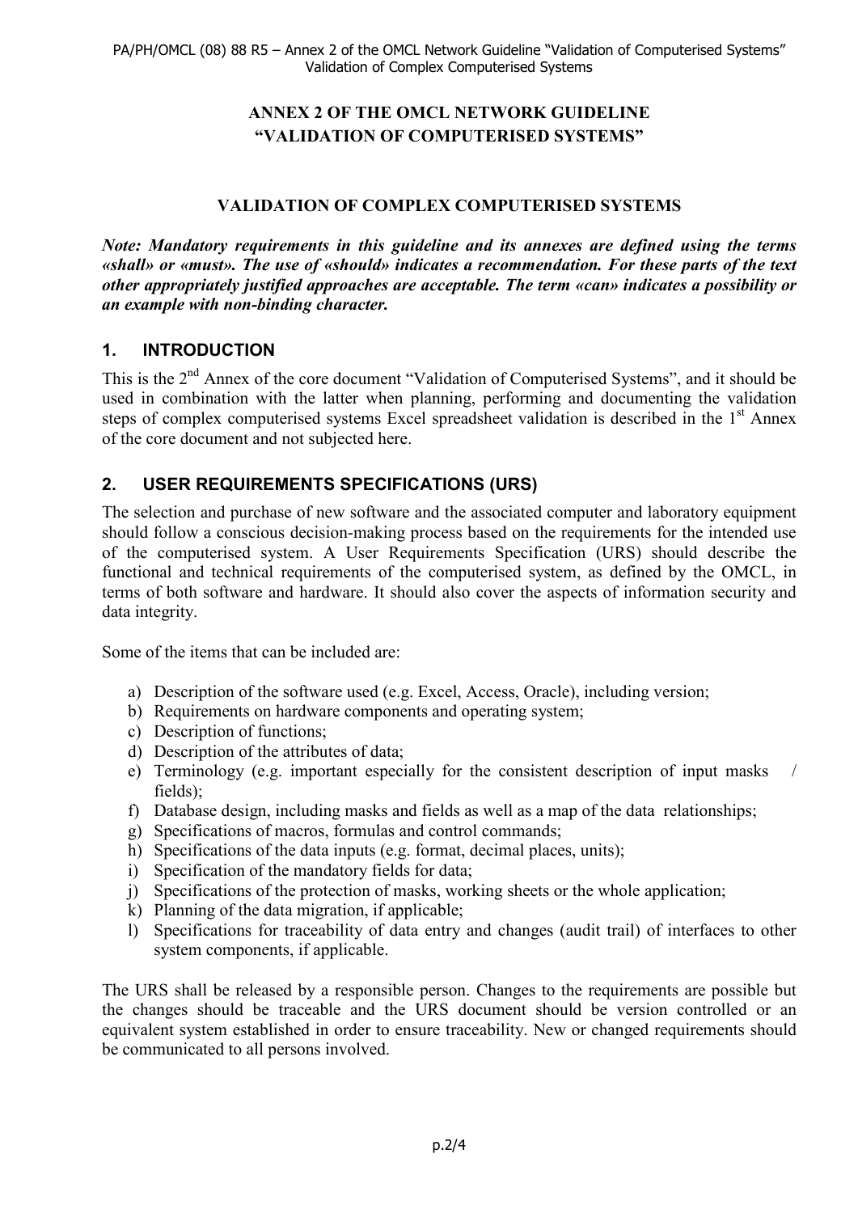**ANNEX 2 OF THE OMCL NETWORK GUIDELINE "VALIDATION OF COMPUTERISED SYSTEMS"**

**VALIDATION OF COMPLEX COMPUTERISED SYSTEMS**

***Note: Mandatory requirements in this guideline and its annexes are defined using the terms «shall» or «must». The use of «should» indicates a recommendation. For these parts of the text other appropriately justified approaches are acceptable. The term «can» indicates a possibility or an example with non-binding character.***

## 1. INTRODUCTION

This is the 2nd Annex of the core document "Validation of Computerised Systems", and it should be used in combination with the latter when planning, performing and documenting the validation steps of complex computerised systems Excel spreadsheet validation is described in the 1st Annex of the core document and not subjected here.

## 2. USER REQUIREMENTS SPECIFICATIONS (URS)

The selection and purchase of new software and the associated computer and laboratory equipment should follow a conscious decision-making process based on the requirements for the intended use of the computerised system. A User Requirements Specification (URS) should describe the functional and technical requirements of the computerised system, as defined by the OMCL, in terms of both software and hardware. It should also cover the aspects of information security and data integrity.

Some of the items that can be included are:

a) Description of the software used (e.g. Excel, Access, Oracle), including version;
b) Requirements on hardware components and operating system;
c) Description of functions;
d) Description of the attributes of data;
e) Terminology (e.g. important especially for the consistent description of input masks / fields);
f) Database design, including masks and fields as well as a map of the data relationships;
g) Specifications of macros, formulas and control commands;
h) Specifications of the data inputs (e.g. format, decimal places, units);
i) Specification of the mandatory fields for data;
j) Specifications of the protection of masks, working sheets or the whole application;
k) Planning of the data migration, if applicable;
l) Specifications for traceability of data entry and changes (audit trail) of interfaces to other system components, if applicable.

The URS shall be released by a responsible person. Changes to the requirements are possible but the changes should be traceable and the URS document should be version controlled or an equivalent system established in order to ensure traceability. New or changed requirements should be communicated to all persons involved.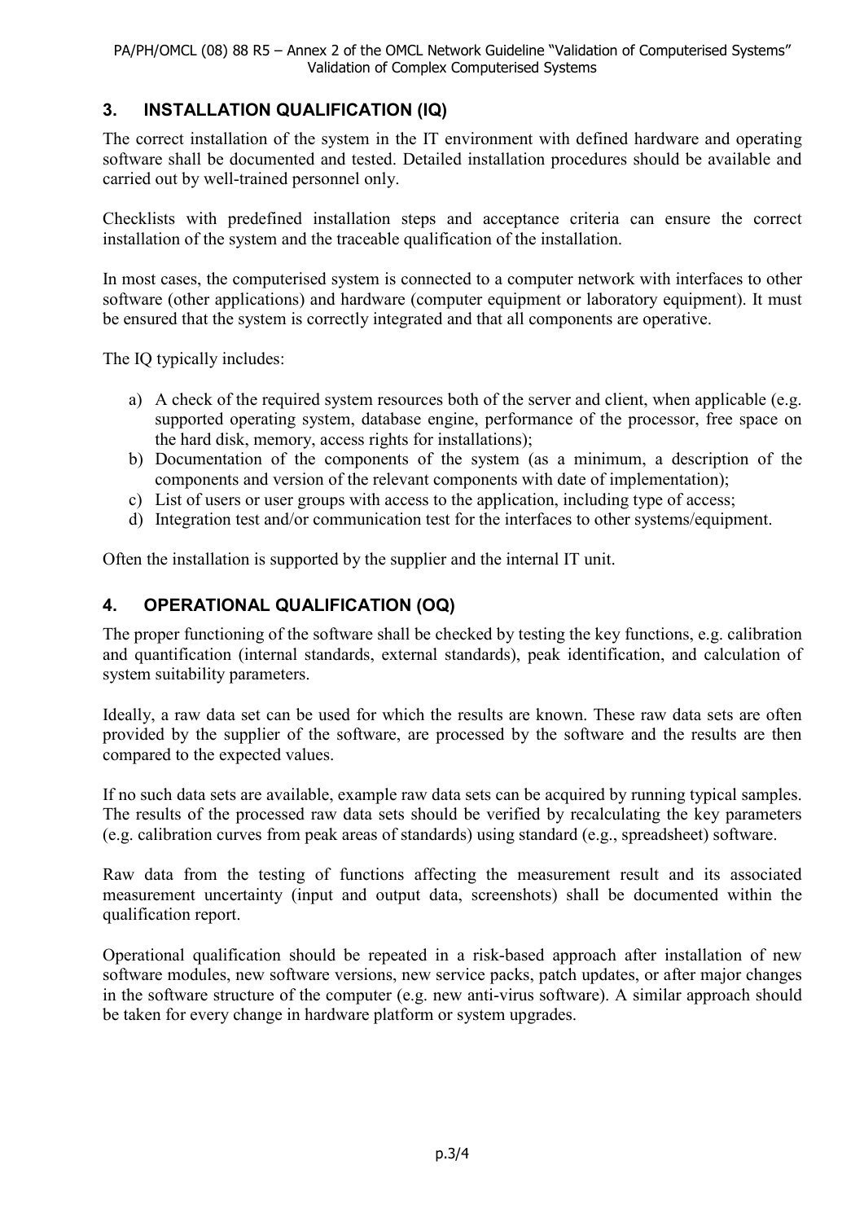## 3. INSTALLATION QUALIFICATION (IQ)

The correct installation of the system in the IT environment with defined hardware and operating software shall be documented and tested. Detailed installation procedures should be available and carried out by well-trained personnel only.

Checklists with predefined installation steps and acceptance criteria can ensure the correct installation of the system and the traceable qualification of the installation.

In most cases, the computerised system is connected to a computer network with interfaces to other software (other applications) and hardware (computer equipment or laboratory equipment). It must be ensured that the system is correctly integrated and that all components are operative.

The IQ typically includes:

a) A check of the required system resources both of the server and client, when applicable (e.g. supported operating system, database engine, performance of the processor, free space on the hard disk, memory, access rights for installations);
b) Documentation of the components of the system (as a minimum, a description of the components and version of the relevant components with date of implementation);
c) List of users or user groups with access to the application, including type of access;
d) Integration test and/or communication test for the interfaces to other systems/equipment.

Often the installation is supported by the supplier and the internal IT unit.

## 4. OPERATIONAL QUALIFICATION (OQ)

The proper functioning of the software shall be checked by testing the key functions, e.g. calibration and quantification (internal standards, external standards), peak identification, and calculation of system suitability parameters.

Ideally, a raw data set can be used for which the results are known. These raw data sets are often provided by the supplier of the software, are processed by the software and the results are then compared to the expected values.

If no such data sets are available, example raw data sets can be acquired by running typical samples. The results of the processed raw data sets should be verified by recalculating the key parameters (e.g. calibration curves from peak areas of standards) using standard (e.g., spreadsheet) software.

Raw data from the testing of functions affecting the measurement result and its associated measurement uncertainty (input and output data, screenshots) shall be documented within the qualification report.

Operational qualification should be repeated in a risk-based approach after installation of new software modules, new software versions, new service packs, patch updates, or after major changes in the software structure of the computer (e.g. new anti-virus software). A similar approach should be taken for every change in hardware platform or system upgrades.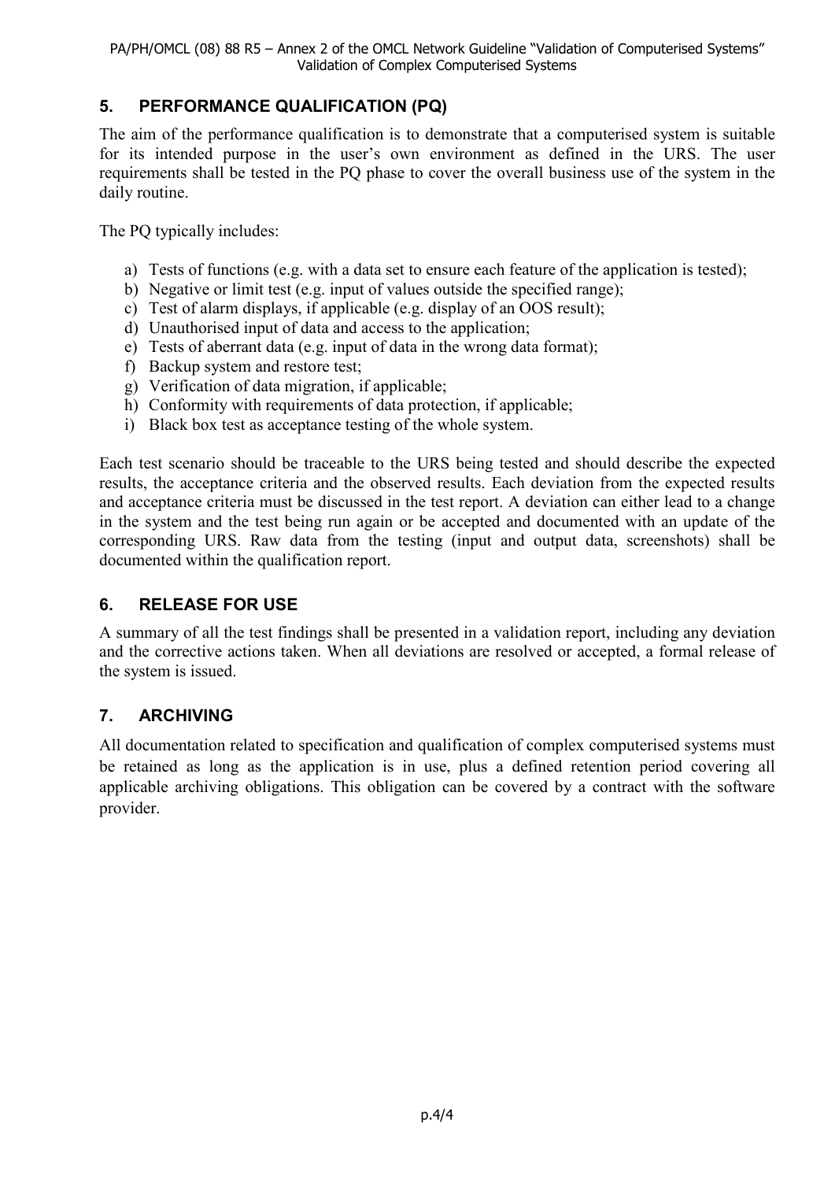## 5. PERFORMANCE QUALIFICATION (PQ)

The aim of the performance qualification is to demonstrate that a computerised system is suitable for its intended purpose in the user's own environment as defined in the URS. The user requirements shall be tested in the PQ phase to cover the overall business use of the system in the daily routine.

The PQ typically includes:

a) Tests of functions (e.g. with a data set to ensure each feature of the application is tested);
b) Negative or limit test (e.g. input of values outside the specified range);
c) Test of alarm displays, if applicable (e.g. display of an OOS result);
d) Unauthorised input of data and access to the application;
e) Tests of aberrant data (e.g. input of data in the wrong data format);
f) Backup system and restore test;
g) Verification of data migration, if applicable;
h) Conformity with requirements of data protection, if applicable;
i) Black box test as acceptance testing of the whole system.

Each test scenario should be traceable to the URS being tested and should describe the expected results, the acceptance criteria and the observed results. Each deviation from the expected results and acceptance criteria must be discussed in the test report. A deviation can either lead to a change in the system and the test being run again or be accepted and documented with an update of the corresponding URS. Raw data from the testing (input and output data, screenshots) shall be documented within the qualification report.

## 6. RELEASE FOR USE

A summary of all the test findings shall be presented in a validation report, including any deviation and the corrective actions taken. When all deviations are resolved or accepted, a formal release of the system is issued.

## 7. ARCHIVING

All documentation related to specification and qualification of complex computerised systems must be retained as long as the application is in use, plus a defined retention period covering all applicable archiving obligations. This obligation can be covered by a contract with the software provider.